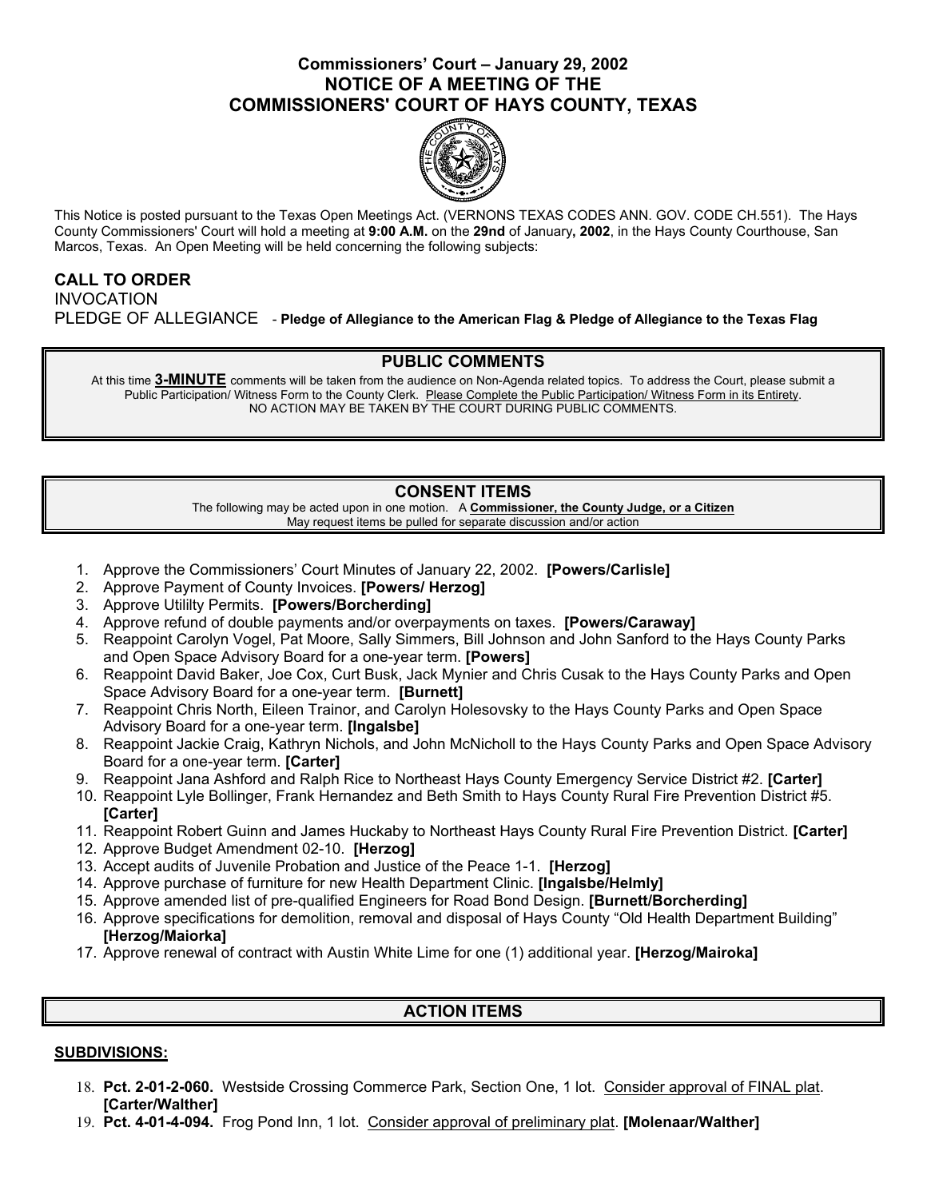# Commissioners' Court – January 29, 2002
# NOTICE OF A MEETING OF THE
# COMMISSIONERS' COURT OF HAYS COUNTY, TEXAS

This Notice is posted pursuant to the Texas Open Meetings Act. (VERNONS TEXAS CODES ANN. GOV. CODE CH.551). The Hays County Commissioners' Court will hold a meeting at **9:00 A.M.** on the **29nd** of January**, 2002**, in the Hays County Courthouse, San Marcos, Texas. An Open Meeting will be held concerning the following subjects:

**CALL TO ORDER**

INVOCATION

PLEDGE OF ALLEGIANCE - **Pledge of Allegiance to the American Flag & Pledge of Allegiance to the Texas Flag**

## PUBLIC COMMENTS

At this time **3-MINUTE** comments will be taken from the audience on Non-Agenda related topics. To address the Court, please submit a Public Participation/ Witness Form to the County Clerk. Please Complete the Public Participation/ Witness Form in its Entirety. NO ACTION MAY BE TAKEN BY THE COURT DURING PUBLIC COMMENTS.

## CONSENT ITEMS

The following may be acted upon in one motion. A **Commissioner, the County Judge, or a Citizen** May request items be pulled for separate discussion and/or action

1. Approve the Commissioners' Court Minutes of January 22, 2002. **[Powers/Carlisle]**
2. Approve Payment of County Invoices. **[Powers/ Herzog]**
3. Approve Utililty Permits. **[Powers/Borcherding]**
4. Approve refund of double payments and/or overpayments on taxes. **[Powers/Caraway]**
5. Reappoint Carolyn Vogel, Pat Moore, Sally Simmers, Bill Johnson and John Sanford to the Hays County Parks and Open Space Advisory Board for a one-year term. **[Powers]**
6. Reappoint David Baker, Joe Cox, Curt Busk, Jack Mynier and Chris Cusak to the Hays County Parks and Open Space Advisory Board for a one-year term. **[Burnett]**
7. Reappoint Chris North, Eileen Trainor, and Carolyn Holesovsky to the Hays County Parks and Open Space Advisory Board for a one-year term. **[Ingalsbe]**
8. Reappoint Jackie Craig, Kathryn Nichols, and John McNicholl to the Hays County Parks and Open Space Advisory Board for a one-year term. **[Carter]**
9. Reappoint Jana Ashford and Ralph Rice to Northeast Hays County Emergency Service District #2. **[Carter]**
10. Reappoint Lyle Bollinger, Frank Hernandez and Beth Smith to Hays County Rural Fire Prevention District #5. **[Carter]**
11. Reappoint Robert Guinn and James Huckaby to Northeast Hays County Rural Fire Prevention District. **[Carter]**
12. Approve Budget Amendment 02-10. **[Herzog]**
13. Accept audits of Juvenile Probation and Justice of the Peace 1-1. **[Herzog]**
14. Approve purchase of furniture for new Health Department Clinic. **[Ingalsbe/Helmly]**
15. Approve amended list of pre-qualified Engineers for Road Bond Design. **[Burnett/Borcherding]**
16. Approve specifications for demolition, removal and disposal of Hays County "Old Health Department Building" **[Herzog/Maiorka]**
17. Approve renewal of contract with Austin White Lime for one (1) additional year. **[Herzog/Mairoka]**

## ACTION ITEMS

**SUBDIVISIONS:**

18. **Pct. 2-01-2-060.** Westside Crossing Commerce Park, Section One, 1 lot. Consider approval of FINAL plat. **[Carter/Walther]**
19. **Pct. 4-01-4-094.** Frog Pond Inn, 1 lot. Consider approval of preliminary plat. **[Molenaar/Walther]**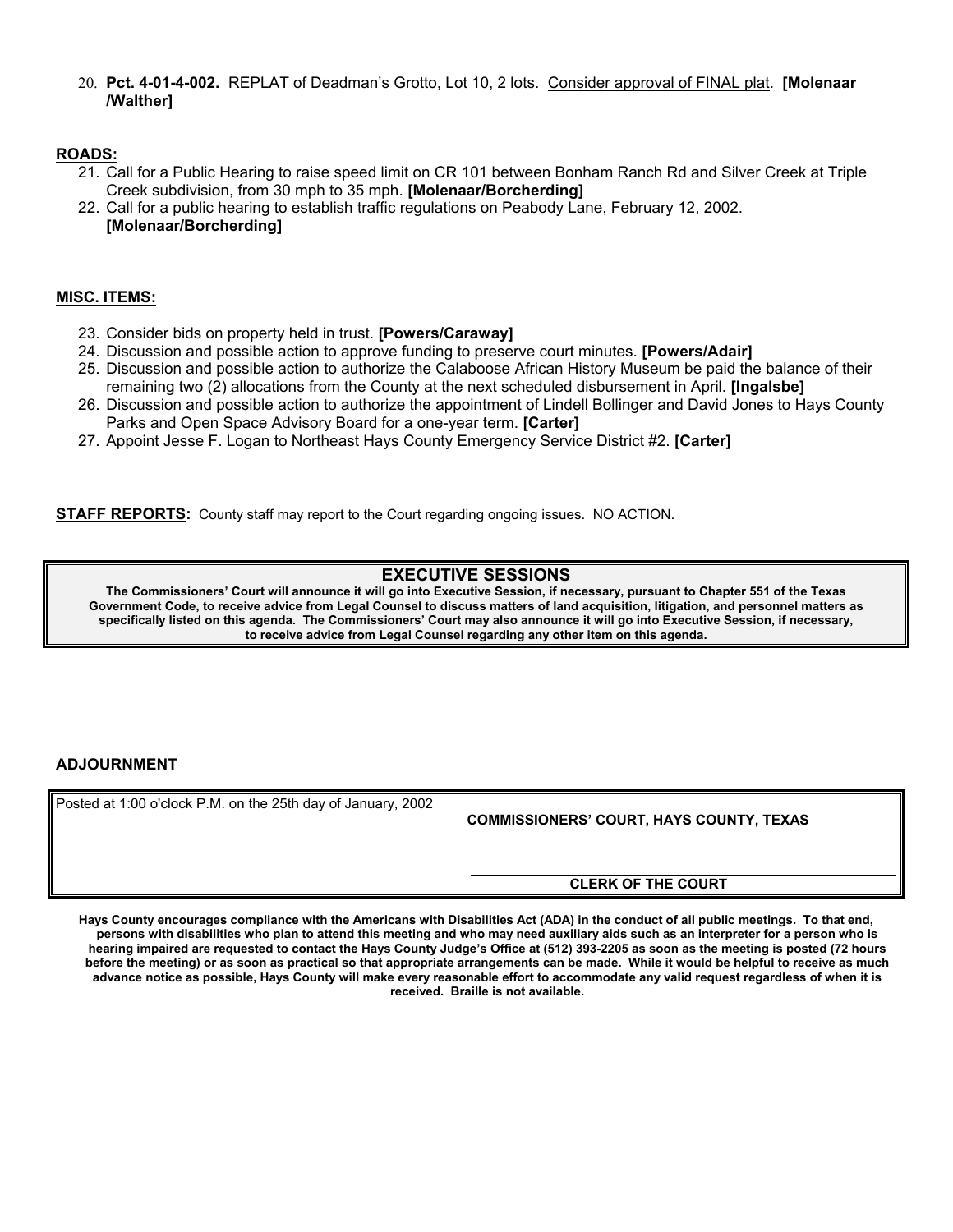20. **Pct. 4-01-4-002.** REPLAT of Deadman's Grotto, Lot 10, 2 lots. Consider approval of FINAL plat. **[Molenaar /Walther]**

**ROADS:**

21. Call for a Public Hearing to raise speed limit on CR 101 between Bonham Ranch Rd and Silver Creek at Triple Creek subdivision, from 30 mph to 35 mph. **[Molenaar/Borcherding]**
22. Call for a public hearing to establish traffic regulations on Peabody Lane, February 12, 2002. **[Molenaar/Borcherding]**

**MISC. ITEMS:**

23. Consider bids on property held in trust. **[Powers/Caraway]**
24. Discussion and possible action to approve funding to preserve court minutes. **[Powers/Adair]**
25. Discussion and possible action to authorize the Calaboose African History Museum be paid the balance of their remaining two (2) allocations from the County at the next scheduled disbursement in April. **[Ingalsbe]**
26. Discussion and possible action to authorize the appointment of Lindell Bollinger and David Jones to Hays County Parks and Open Space Advisory Board for a one-year term. **[Carter]**
27. Appoint Jesse F. Logan to Northeast Hays County Emergency Service District #2. **[Carter]**

**STAFF REPORTS:** County staff may report to the Court regarding ongoing issues. NO ACTION.

## EXECUTIVE SESSIONS

**The Commissioners' Court will announce it will go into Executive Session, if necessary, pursuant to Chapter 551 of the Texas Government Code, to receive advice from Legal Counsel to discuss matters of land acquisition, litigation, and personnel matters as specifically listed on this agenda. The Commissioners' Court may also announce it will go into Executive Session, if necessary, to receive advice from Legal Counsel regarding any other item on this agenda.**

**ADJOURNMENT**

Posted at 1:00 o'clock P.M. on the 25th day of January, 2002

**COMMISSIONERS' COURT, HAYS COUNTY, TEXAS**

______________________________

**CLERK OF THE COURT**

**Hays County encourages compliance with the Americans with Disabilities Act (ADA) in the conduct of all public meetings. To that end, persons with disabilities who plan to attend this meeting and who may need auxiliary aids such as an interpreter for a person who is hearing impaired are requested to contact the Hays County Judge's Office at (512) 393-2205 as soon as the meeting is posted (72 hours before the meeting) or as soon as practical so that appropriate arrangements can be made. While it would be helpful to receive as much advance notice as possible, Hays County will make every reasonable effort to accommodate any valid request regardless of when it is received. Braille is not available.**